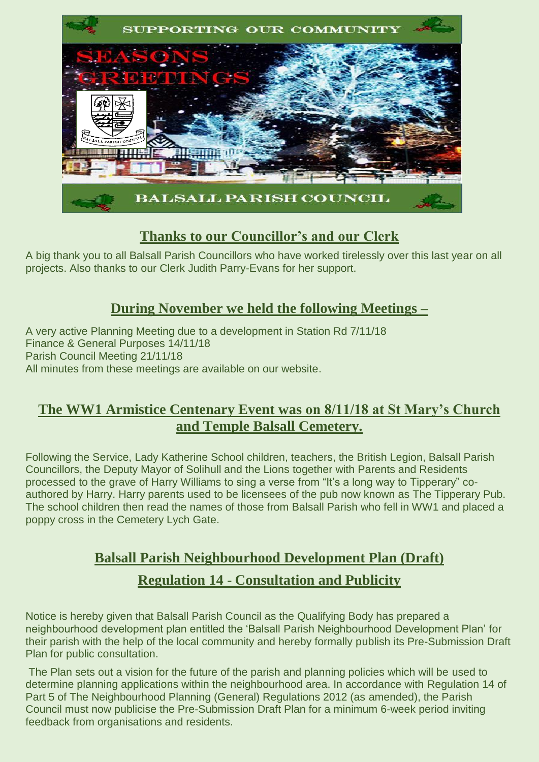SUPPORTING OUR COMMUNITY

SEASONS GREETINGS

BALSALL PARISH COUNCIL

## Thanks to our Councillor's and our Clerk

A big thank you to all Balsall Parish Councillors who have worked tirelessly over this last year on all projects. Also thanks to our Clerk Judith Parry-Evans for her support.

## During November we held the following Meetings –

A very active Planning Meeting due to a development in Station Rd 7/11/18
Finance & General Purposes 14/11/18
Parish Council Meeting 21/11/18
All minutes from these meetings are available on our website.

## The WW1 Armistice Centenary Event was on 8/11/18 at St Mary's Church and Temple Balsall Cemetery.

Following the Service, Lady Katherine School children, teachers, the British Legion, Balsall Parish Councillors, the Deputy Mayor of Solihull and the Lions together with Parents and Residents processed to the grave of Harry Williams to sing a verse from "It's a long way to Tipperary" co-authored by Harry. Harry parents used to be licensees of the pub now known as The Tipperary Pub. The school children then read the names of those from Balsall Parish who fell in WW1 and placed a poppy cross in the Cemetery Lych Gate.

## Balsall Parish Neighbourhood Development Plan (Draft)

## Regulation 14 - Consultation and Publicity

Notice is hereby given that Balsall Parish Council as the Qualifying Body has prepared a neighbourhood development plan entitled the 'Balsall Parish Neighbourhood Development Plan' for their parish with the help of the local community and hereby formally publish its Pre-Submission Draft Plan for public consultation.

The Plan sets out a vision for the future of the parish and planning policies which will be used to determine planning applications within the neighbourhood area. In accordance with Regulation 14 of Part 5 of The Neighbourhood Planning (General) Regulations 2012 (as amended), the Parish Council must now publicise the Pre-Submission Draft Plan for a minimum 6-week period inviting feedback from organisations and residents.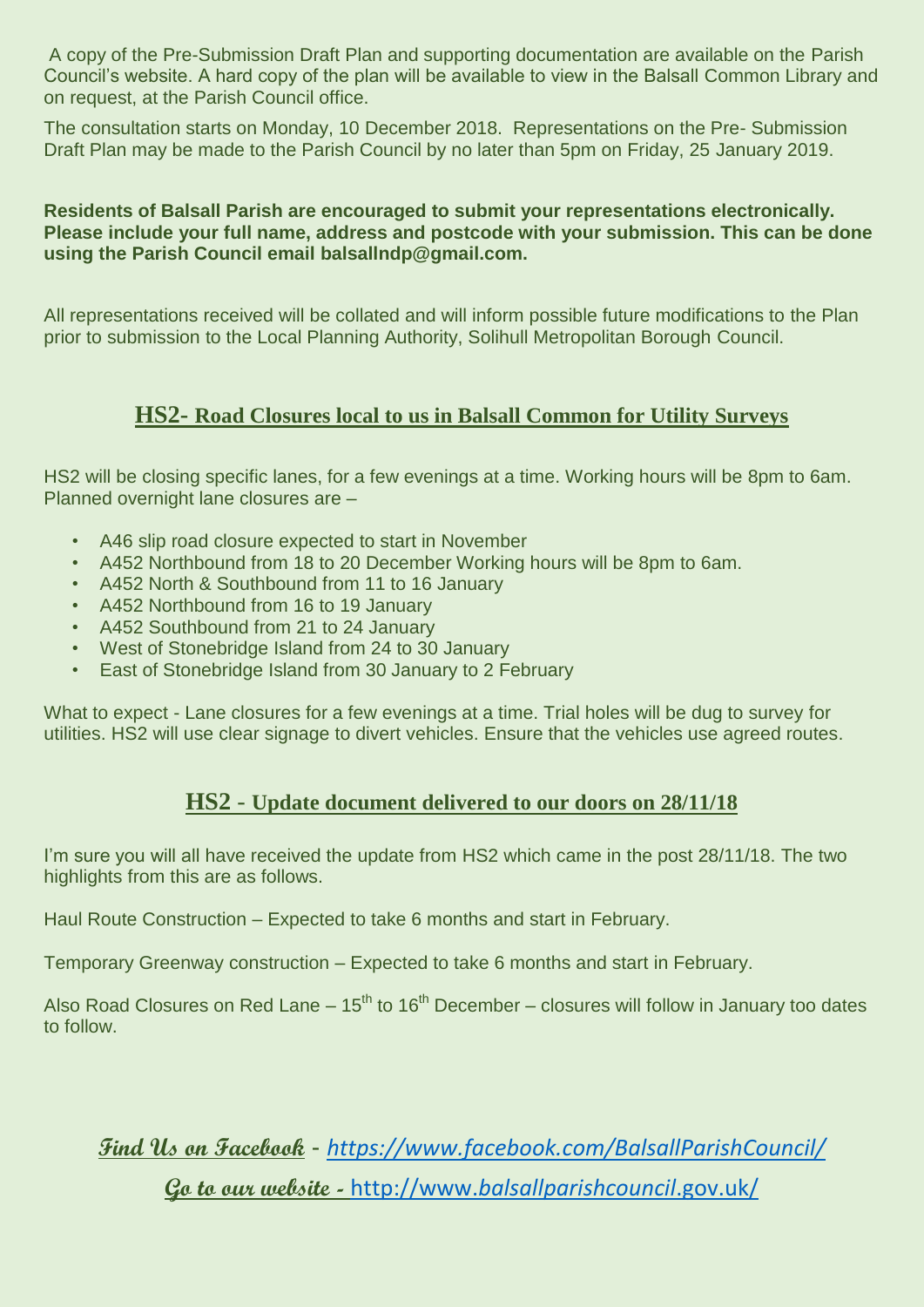A copy of the Pre-Submission Draft Plan and supporting documentation are available on the Parish Council's website. A hard copy of the plan will be available to view in the Balsall Common Library and on request, at the Parish Council office.

The consultation starts on Monday, 10 December 2018. Representations on the Pre- Submission Draft Plan may be made to the Parish Council by no later than 5pm on Friday, 25 January 2019.

**Residents of Balsall Parish are encouraged to submit your representations electronically. Please include your full name, address and postcode with your submission. This can be done using the Parish Council email balsallndp@gmail.com.**

All representations received will be collated and will inform possible future modifications to the Plan prior to submission to the Local Planning Authority, Solihull Metropolitan Borough Council.

## HS2- Road Closures local to us in Balsall Common for Utility Surveys

HS2 will be closing specific lanes, for a few evenings at a time. Working hours will be 8pm to 6am. Planned overnight lane closures are –

- A46 slip road closure expected to start in November
- A452 Northbound from 18 to 20 December Working hours will be 8pm to 6am.
- A452 North & Southbound from 11 to 16 January
- A452 Northbound from 16 to 19 January
- A452 Southbound from 21 to 24 January
- West of Stonebridge Island from 24 to 30 January
- East of Stonebridge Island from 30 January to 2 February

What to expect - Lane closures for a few evenings at a time. Trial holes will be dug to survey for utilities. HS2 will use clear signage to divert vehicles. Ensure that the vehicles use agreed routes.

## HS2 - Update document delivered to our doors on 28/11/18

I'm sure you will all have received the update from HS2 which came in the post 28/11/18. The two highlights from this are as follows.

Haul Route Construction – Expected to take 6 months and start in February.

Temporary Greenway construction – Expected to take 6 months and start in February.

Also Road Closures on Red Lane – 15th to 16th December – closures will follow in January too dates to follow.

**Find Us on Facebook** - *https://www.facebook.com/BalsallParishCouncil/*

**Go to our website -** http://www.*balsallparishcouncil*.gov.uk/